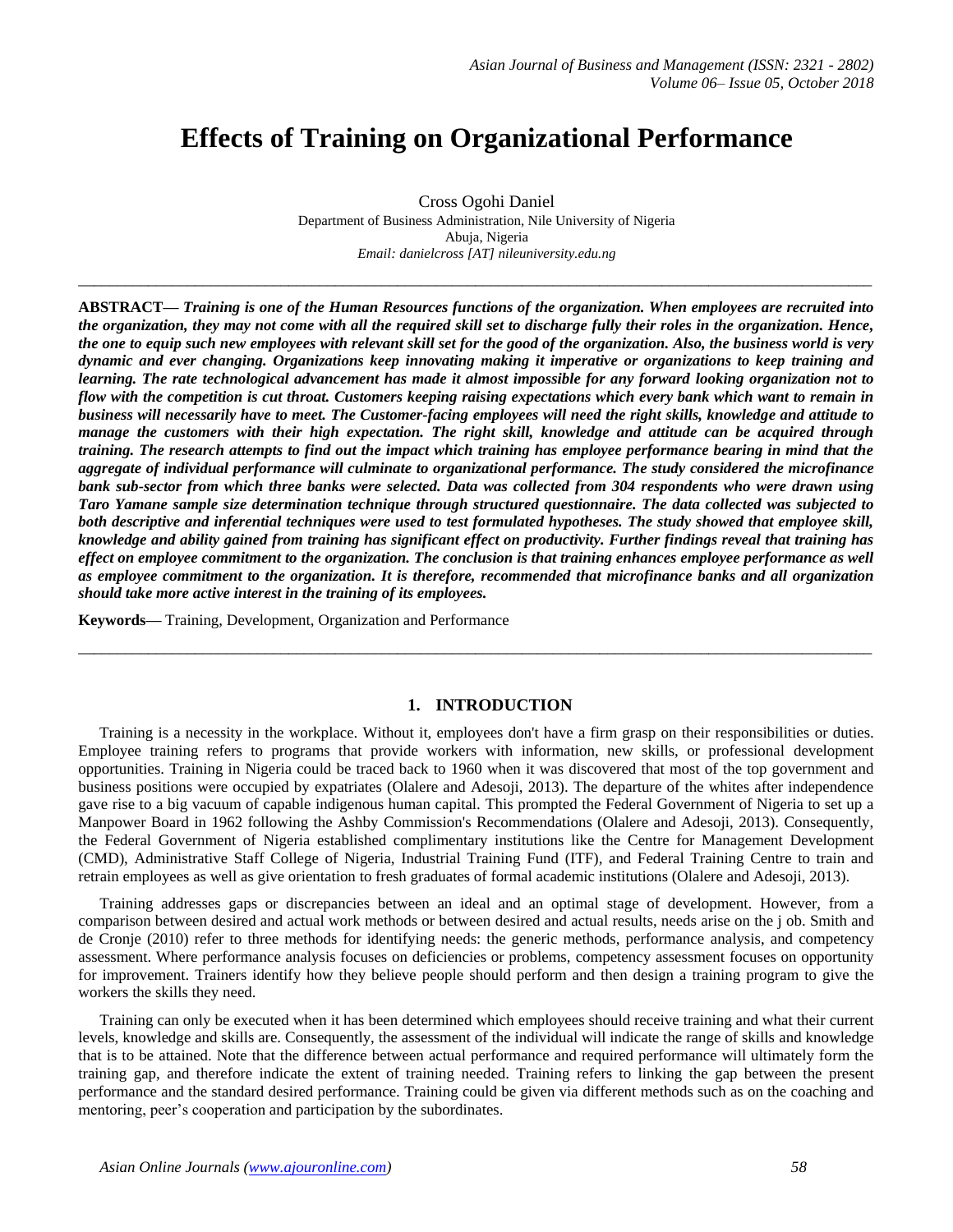# Effects of Training on Organizational Performance

Cross Ogohi Daniel

Department of Business Administration, Nile University of Nigeria
Abuja, Nigeria
*Email: danielcross [AT] nileuniversity.edu.ng*

---

**ABSTRACT—** ***Training is one of the Human Resources functions of the organization. When employees are recruited into the organization, they may not come with all the required skill set to discharge fully their roles in the organization. Hence, the one to equip such new employees with relevant skill set for the good of the organization. Also, the business world is very dynamic and ever changing. Organizations keep innovating making it imperative or organizations to keep training and learning. The rate technological advancement has made it almost impossible for any forward looking organization not to flow with the competition is cut throat. Customers keeping raising expectations which every bank which want to remain in business will necessarily have to meet. The Customer-facing employees will need the right skills, knowledge and attitude to manage the customers with their high expectation. The right skill, knowledge and attitude can be acquired through training. The research attempts to find out the impact which training has employee performance bearing in mind that the aggregate of individual performance will culminate to organizational performance. The study considered the microfinance bank sub-sector from which three banks were selected. Data was collected from 304 respondents who were drawn using Taro Yamane sample size determination technique through structured questionnaire. The data collected was subjected to both descriptive and inferential techniques were used to test formulated hypotheses. The study showed that employee skill, knowledge and ability gained from training has significant effect on productivity. Further findings reveal that training has effect on employee commitment to the organization. The conclusion is that training enhances employee performance as well as employee commitment to the organization. It is therefore, recommended that microfinance banks and all organization should take more active interest in the training of its employees.***

**Keywords—** Training, Development, Organization and Performance

---

## 1. INTRODUCTION

Training is a necessity in the workplace. Without it, employees don't have a firm grasp on their responsibilities or duties. Employee training refers to programs that provide workers with information, new skills, or professional development opportunities. Training in Nigeria could be traced back to 1960 when it was discovered that most of the top government and business positions were occupied by expatriates (Olalere and Adesoji, 2013). The departure of the whites after independence gave rise to a big vacuum of capable indigenous human capital. This prompted the Federal Government of Nigeria to set up a Manpower Board in 1962 following the Ashby Commission's Recommendations (Olalere and Adesoji, 2013). Consequently, the Federal Government of Nigeria established complimentary institutions like the Centre for Management Development (CMD), Administrative Staff College of Nigeria, Industrial Training Fund (ITF), and Federal Training Centre to train and retrain employees as well as give orientation to fresh graduates of formal academic institutions (Olalere and Adesoji, 2013).

Training addresses gaps or discrepancies between an ideal and an optimal stage of development. However, from a comparison between desired and actual work methods or between desired and actual results, needs arise on the j ob. Smith and de Cronje (2010) refer to three methods for identifying needs: the generic methods, performance analysis, and competency assessment. Where performance analysis focuses on deficiencies or problems, competency assessment focuses on opportunity for improvement. Trainers identify how they believe people should perform and then design a training program to give the workers the skills they need.

Training can only be executed when it has been determined which employees should receive training and what their current levels, knowledge and skills are. Consequently, the assessment of the individual will indicate the range of skills and knowledge that is to be attained. Note that the difference between actual performance and required performance will ultimately form the training gap, and therefore indicate the extent of training needed. Training refers to linking the gap between the present performance and the standard desired performance. Training could be given via different methods such as on the coaching and mentoring, peer's cooperation and participation by the subordinates.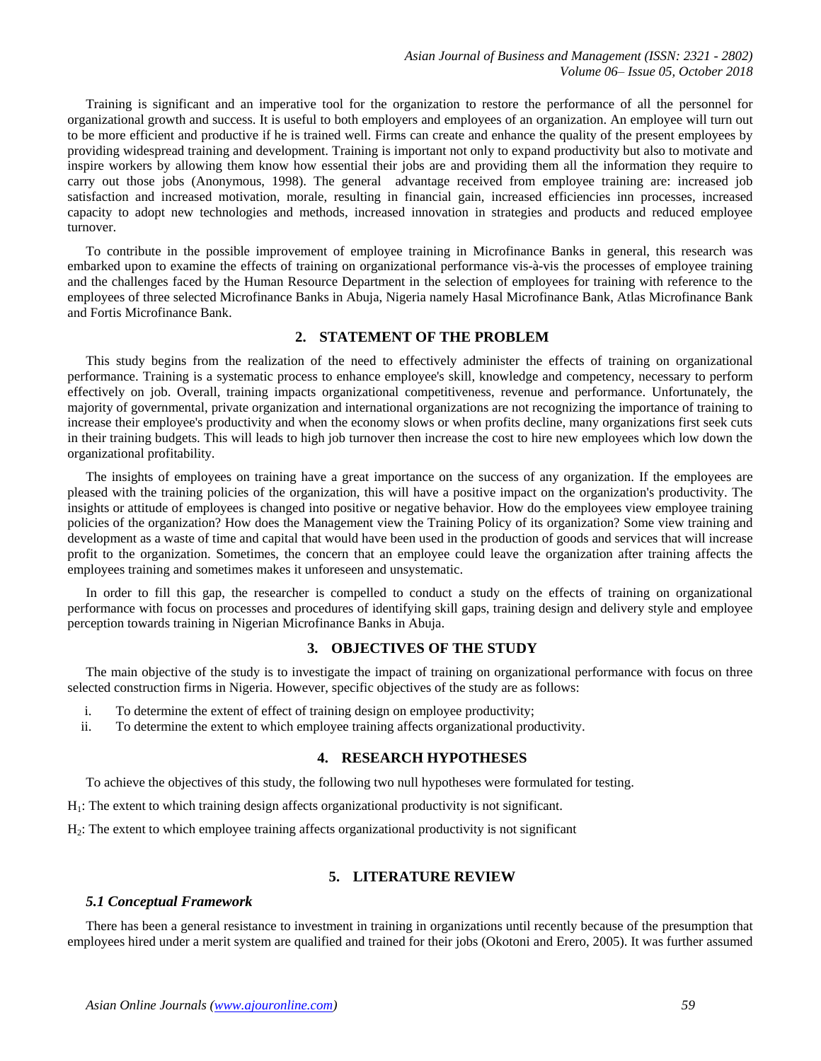Training is significant and an imperative tool for the organization to restore the performance of all the personnel for organizational growth and success. It is useful to both employers and employees of an organization. An employee will turn out to be more efficient and productive if he is trained well. Firms can create and enhance the quality of the present employees by providing widespread training and development. Training is important not only to expand productivity but also to motivate and inspire workers by allowing them know how essential their jobs are and providing them all the information they require to carry out those jobs (Anonymous, 1998). The general advantage received from employee training are: increased job satisfaction and increased motivation, morale, resulting in financial gain, increased efficiencies inn processes, increased capacity to adopt new technologies and methods, increased innovation in strategies and products and reduced employee turnover.

To contribute in the possible improvement of employee training in Microfinance Banks in general, this research was embarked upon to examine the effects of training on organizational performance vis-à-vis the processes of employee training and the challenges faced by the Human Resource Department in the selection of employees for training with reference to the employees of three selected Microfinance Banks in Abuja, Nigeria namely Hasal Microfinance Bank, Atlas Microfinance Bank and Fortis Microfinance Bank.

## 2. STATEMENT OF THE PROBLEM

This study begins from the realization of the need to effectively administer the effects of training on organizational performance. Training is a systematic process to enhance employee's skill, knowledge and competency, necessary to perform effectively on job. Overall, training impacts organizational competitiveness, revenue and performance. Unfortunately, the majority of governmental, private organization and international organizations are not recognizing the importance of training to increase their employee's productivity and when the economy slows or when profits decline, many organizations first seek cuts in their training budgets. This will leads to high job turnover then increase the cost to hire new employees which low down the organizational profitability.

The insights of employees on training have a great importance on the success of any organization. If the employees are pleased with the training policies of the organization, this will have a positive impact on the organization's productivity. The insights or attitude of employees is changed into positive or negative behavior. How do the employees view employee training policies of the organization? How does the Management view the Training Policy of its organization? Some view training and development as a waste of time and capital that would have been used in the production of goods and services that will increase profit to the organization. Sometimes, the concern that an employee could leave the organization after training affects the employees training and sometimes makes it unforeseen and unsystematic.

In order to fill this gap, the researcher is compelled to conduct a study on the effects of training on organizational performance with focus on processes and procedures of identifying skill gaps, training design and delivery style and employee perception towards training in Nigerian Microfinance Banks in Abuja.

## 3. OBJECTIVES OF THE STUDY

The main objective of the study is to investigate the impact of training on organizational performance with focus on three selected construction firms in Nigeria. However, specific objectives of the study are as follows:

i. To determine the extent of effect of training design on employee productivity;
ii. To determine the extent to which employee training affects organizational productivity.

## 4. RESEARCH HYPOTHESES

To achieve the objectives of this study, the following two null hypotheses were formulated for testing.

$H_1$: The extent to which training design affects organizational productivity is not significant.

$H_2$: The extent to which employee training affects organizational productivity is not significant

## 5. LITERATURE REVIEW

### *5.1 Conceptual Framework*

There has been a general resistance to investment in training in organizations until recently because of the presumption that employees hired under a merit system are qualified and trained for their jobs (Okotoni and Erero, 2005). It was further assumed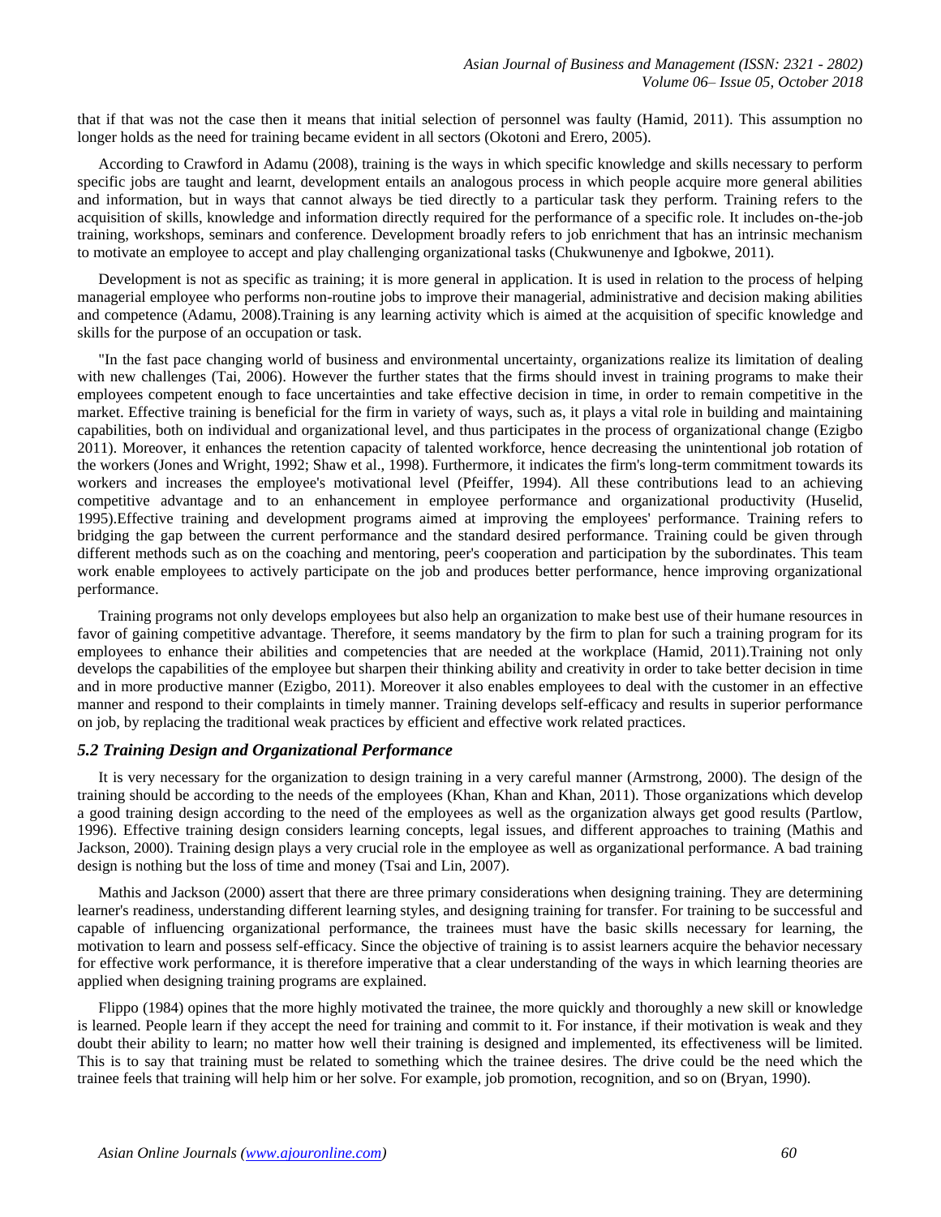that if that was not the case then it means that initial selection of personnel was faulty (Hamid, 2011). This assumption no longer holds as the need for training became evident in all sectors (Okotoni and Erero, 2005).

According to Crawford in Adamu (2008), training is the ways in which specific knowledge and skills necessary to perform specific jobs are taught and learnt, development entails an analogous process in which people acquire more general abilities and information, but in ways that cannot always be tied directly to a particular task they perform. Training refers to the acquisition of skills, knowledge and information directly required for the performance of a specific role. It includes on-the-job training, workshops, seminars and conference. Development broadly refers to job enrichment that has an intrinsic mechanism to motivate an employee to accept and play challenging organizational tasks (Chukwunenye and Igbokwe, 2011).

Development is not as specific as training; it is more general in application. It is used in relation to the process of helping managerial employee who performs non-routine jobs to improve their managerial, administrative and decision making abilities and competence (Adamu, 2008).Training is any learning activity which is aimed at the acquisition of specific knowledge and skills for the purpose of an occupation or task.

"In the fast pace changing world of business and environmental uncertainty, organizations realize its limitation of dealing with new challenges (Tai, 2006). However the further states that the firms should invest in training programs to make their employees competent enough to face uncertainties and take effective decision in time, in order to remain competitive in the market. Effective training is beneficial for the firm in variety of ways, such as, it plays a vital role in building and maintaining capabilities, both on individual and organizational level, and thus participates in the process of organizational change (Ezigbo 2011). Moreover, it enhances the retention capacity of talented workforce, hence decreasing the unintentional job rotation of the workers (Jones and Wright, 1992; Shaw et al., 1998). Furthermore, it indicates the firm's long-term commitment towards its workers and increases the employee's motivational level (Pfeiffer, 1994). All these contributions lead to an achieving competitive advantage and to an enhancement in employee performance and organizational productivity (Huselid, 1995).Effective training and development programs aimed at improving the employees' performance. Training refers to bridging the gap between the current performance and the standard desired performance. Training could be given through different methods such as on the coaching and mentoring, peer's cooperation and participation by the subordinates. This team work enable employees to actively participate on the job and produces better performance, hence improving organizational performance.

Training programs not only develops employees but also help an organization to make best use of their humane resources in favor of gaining competitive advantage. Therefore, it seems mandatory by the firm to plan for such a training program for its employees to enhance their abilities and competencies that are needed at the workplace (Hamid, 2011).Training not only develops the capabilities of the employee but sharpen their thinking ability and creativity in order to take better decision in time and in more productive manner (Ezigbo, 2011). Moreover it also enables employees to deal with the customer in an effective manner and respond to their complaints in timely manner. Training develops self-efficacy and results in superior performance on job, by replacing the traditional weak practices by efficient and effective work related practices.

### *5.2 Training Design and Organizational Performance*

It is very necessary for the organization to design training in a very careful manner (Armstrong, 2000). The design of the training should be according to the needs of the employees (Khan, Khan and Khan, 2011). Those organizations which develop a good training design according to the need of the employees as well as the organization always get good results (Partlow, 1996). Effective training design considers learning concepts, legal issues, and different approaches to training (Mathis and Jackson, 2000). Training design plays a very crucial role in the employee as well as organizational performance. A bad training design is nothing but the loss of time and money (Tsai and Lin, 2007).

Mathis and Jackson (2000) assert that there are three primary considerations when designing training. They are determining learner's readiness, understanding different learning styles, and designing training for transfer. For training to be successful and capable of influencing organizational performance, the trainees must have the basic skills necessary for learning, the motivation to learn and possess self-efficacy. Since the objective of training is to assist learners acquire the behavior necessary for effective work performance, it is therefore imperative that a clear understanding of the ways in which learning theories are applied when designing training programs are explained.

Flippo (1984) opines that the more highly motivated the trainee, the more quickly and thoroughly a new skill or knowledge is learned. People learn if they accept the need for training and commit to it. For instance, if their motivation is weak and they doubt their ability to learn; no matter how well their training is designed and implemented, its effectiveness will be limited. This is to say that training must be related to something which the trainee desires. The drive could be the need which the trainee feels that training will help him or her solve. For example, job promotion, recognition, and so on (Bryan, 1990).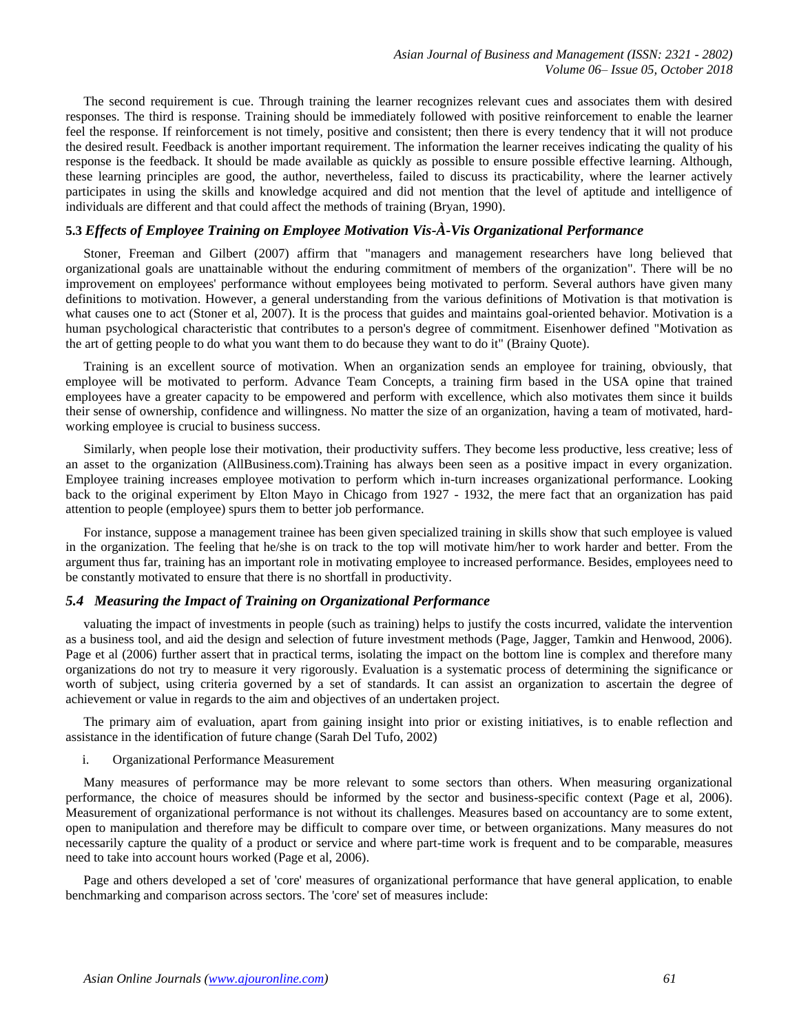The second requirement is cue. Through training the learner recognizes relevant cues and associates them with desired responses. The third is response. Training should be immediately followed with positive reinforcement to enable the learner feel the response. If reinforcement is not timely, positive and consistent; then there is every tendency that it will not produce the desired result. Feedback is another important requirement. The information the learner receives indicating the quality of his response is the feedback. It should be made available as quickly as possible to ensure possible effective learning. Although, these learning principles are good, the author, nevertheless, failed to discuss its practicability, where the learner actively participates in using the skills and knowledge acquired and did not mention that the level of aptitude and intelligence of individuals are different and that could affect the methods of training (Bryan, 1990).

### 5.3 *Effects of Employee Training on Employee Motivation Vis-À-Vis Organizational Performance*

Stoner, Freeman and Gilbert (2007) affirm that "managers and management researchers have long believed that organizational goals are unattainable without the enduring commitment of members of the organization". There will be no improvement on employees' performance without employees being motivated to perform. Several authors have given many definitions to motivation. However, a general understanding from the various definitions of Motivation is that motivation is what causes one to act (Stoner et al, 2007). It is the process that guides and maintains goal-oriented behavior. Motivation is a human psychological characteristic that contributes to a person's degree of commitment. Eisenhower defined "Motivation as the art of getting people to do what you want them to do because they want to do it" (Brainy Quote).

Training is an excellent source of motivation. When an organization sends an employee for training, obviously, that employee will be motivated to perform. Advance Team Concepts, a training firm based in the USA opine that trained employees have a greater capacity to be empowered and perform with excellence, which also motivates them since it builds their sense of ownership, confidence and willingness. No matter the size of an organization, having a team of motivated, hard-working employee is crucial to business success.

Similarly, when people lose their motivation, their productivity suffers. They become less productive, less creative; less of an asset to the organization (AllBusiness.com).Training has always been seen as a positive impact in every organization. Employee training increases employee motivation to perform which in-turn increases organizational performance. Looking back to the original experiment by Elton Mayo in Chicago from 1927 - 1932, the mere fact that an organization has paid attention to people (employee) spurs them to better job performance.

For instance, suppose a management trainee has been given specialized training in skills show that such employee is valued in the organization. The feeling that he/she is on track to the top will motivate him/her to work harder and better. From the argument thus far, training has an important role in motivating employee to increased performance. Besides, employees need to be constantly motivated to ensure that there is no shortfall in productivity.

### *5.4 Measuring the Impact of Training on Organizational Performance*

valuating the impact of investments in people (such as training) helps to justify the costs incurred, validate the intervention as a business tool, and aid the design and selection of future investment methods (Page, Jagger, Tamkin and Henwood, 2006). Page et al (2006) further assert that in practical terms, isolating the impact on the bottom line is complex and therefore many organizations do not try to measure it very rigorously. Evaluation is a systematic process of determining the significance or worth of subject, using criteria governed by a set of standards. It can assist an organization to ascertain the degree of achievement or value in regards to the aim and objectives of an undertaken project.

The primary aim of evaluation, apart from gaining insight into prior or existing initiatives, is to enable reflection and assistance in the identification of future change (Sarah Del Tufo, 2002)

i. Organizational Performance Measurement

Many measures of performance may be more relevant to some sectors than others. When measuring organizational performance, the choice of measures should be informed by the sector and business-specific context (Page et al, 2006). Measurement of organizational performance is not without its challenges. Measures based on accountancy are to some extent, open to manipulation and therefore may be difficult to compare over time, or between organizations. Many measures do not necessarily capture the quality of a product or service and where part-time work is frequent and to be comparable, measures need to take into account hours worked (Page et al, 2006).

Page and others developed a set of 'core' measures of organizational performance that have general application, to enable benchmarking and comparison across sectors. The 'core' set of measures include: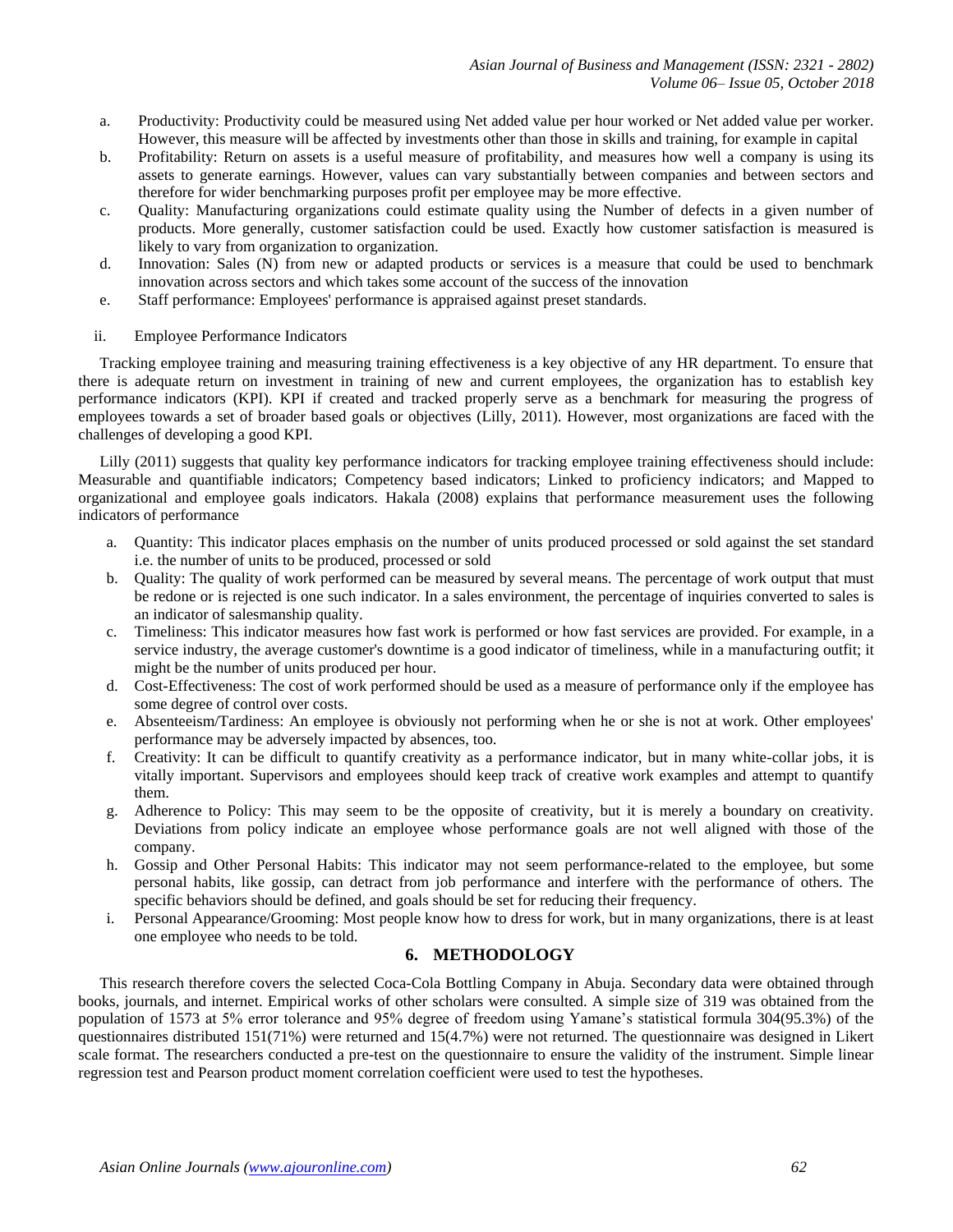a. Productivity: Productivity could be measured using Net added value per hour worked or Net added value per worker. However, this measure will be affected by investments other than those in skills and training, for example in capital
b. Profitability: Return on assets is a useful measure of profitability, and measures how well a company is using its assets to generate earnings. However, values can vary substantially between companies and between sectors and therefore for wider benchmarking purposes profit per employee may be more effective.
c. Quality: Manufacturing organizations could estimate quality using the Number of defects in a given number of products. More generally, customer satisfaction could be used. Exactly how customer satisfaction is measured is likely to vary from organization to organization.
d. Innovation: Sales (N) from new or adapted products or services is a measure that could be used to benchmark innovation across sectors and which takes some account of the success of the innovation
e. Staff performance: Employees' performance is appraised against preset standards.

ii. Employee Performance Indicators

Tracking employee training and measuring training effectiveness is a key objective of any HR department. To ensure that there is adequate return on investment in training of new and current employees, the organization has to establish key performance indicators (KPI). KPI if created and tracked properly serve as a benchmark for measuring the progress of employees towards a set of broader based goals or objectives (Lilly, 2011). However, most organizations are faced with the challenges of developing a good KPI.

Lilly (2011) suggests that quality key performance indicators for tracking employee training effectiveness should include: Measurable and quantifiable indicators; Competency based indicators; Linked to proficiency indicators; and Mapped to organizational and employee goals indicators. Hakala (2008) explains that performance measurement uses the following indicators of performance

a. Quantity: This indicator places emphasis on the number of units produced processed or sold against the set standard i.e. the number of units to be produced, processed or sold
b. Quality: The quality of work performed can be measured by several means. The percentage of work output that must be redone or is rejected is one such indicator. In a sales environment, the percentage of inquiries converted to sales is an indicator of salesmanship quality.
c. Timeliness: This indicator measures how fast work is performed or how fast services are provided. For example, in a service industry, the average customer's downtime is a good indicator of timeliness, while in a manufacturing outfit; it might be the number of units produced per hour.
d. Cost-Effectiveness: The cost of work performed should be used as a measure of performance only if the employee has some degree of control over costs.
e. Absenteeism/Tardiness: An employee is obviously not performing when he or she is not at work. Other employees' performance may be adversely impacted by absences, too.
f. Creativity: It can be difficult to quantify creativity as a performance indicator, but in many white-collar jobs, it is vitally important. Supervisors and employees should keep track of creative work examples and attempt to quantify them.
g. Adherence to Policy: This may seem to be the opposite of creativity, but it is merely a boundary on creativity. Deviations from policy indicate an employee whose performance goals are not well aligned with those of the company.
h. Gossip and Other Personal Habits: This indicator may not seem performance-related to the employee, but some personal habits, like gossip, can detract from job performance and interfere with the performance of others. The specific behaviors should be defined, and goals should be set for reducing their frequency.
i. Personal Appearance/Grooming: Most people know how to dress for work, but in many organizations, there is at least one employee who needs to be told.

## 6. METHODOLOGY

This research therefore covers the selected Coca-Cola Bottling Company in Abuja. Secondary data were obtained through books, journals, and internet. Empirical works of other scholars were consulted. A simple size of 319 was obtained from the population of 1573 at 5% error tolerance and 95% degree of freedom using Yamane's statistical formula 304(95.3%) of the questionnaires distributed 151(71%) were returned and 15(4.7%) were not returned. The questionnaire was designed in Likert scale format. The researchers conducted a pre-test on the questionnaire to ensure the validity of the instrument. Simple linear regression test and Pearson product moment correlation coefficient were used to test the hypotheses.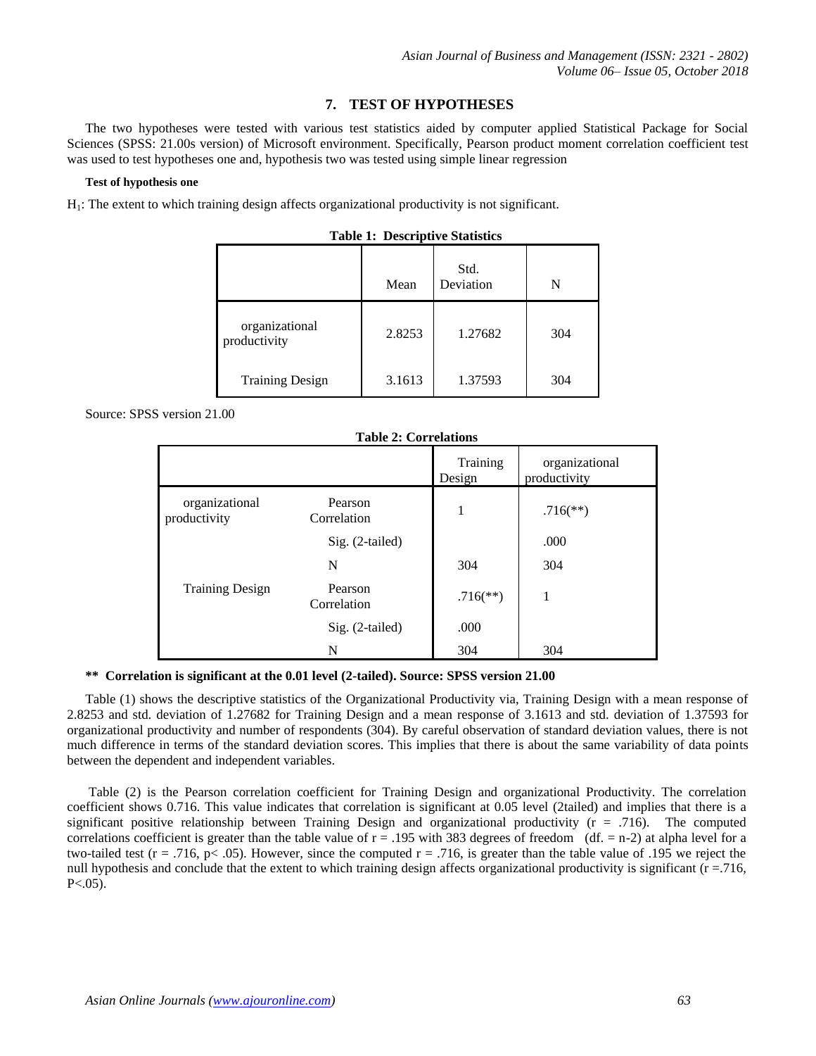## 7. TEST OF HYPOTHESES

The two hypotheses were tested with various test statistics aided by computer applied Statistical Package for Social Sciences (SPSS: 21.00s version) of Microsoft environment. Specifically, Pearson product moment correlation coefficient test was used to test hypotheses one and, hypothesis two was tested using simple linear regression

**Test of hypothesis one**

$H_1$: The extent to which training design affects organizational productivity is not significant.

**Table 1: Descriptive Statistics**

| | Mean | Std. Deviation | N |
|---|---|---|---|
| organizational productivity | 2.8253 | 1.27682 | 304 |
| Training Design | 3.1613 | 1.37593 | 304 |

Source: SPSS version 21.00

**Table 2: Correlations**

| | | Training Design | organizational productivity |
|---|---|---|---|
| organizational productivity | Pearson Correlation | 1 | .716(**) |
| | Sig. (2-tailed) | | .000 |
| | N | 304 | 304 |
| Training Design | Pearson Correlation | .716(**) | 1 |
| | Sig. (2-tailed) | .000 | |
| | N | 304 | 304 |

**** Correlation is significant at the 0.01 level (2-tailed). Source: SPSS version 21.00**

Table (1) shows the descriptive statistics of the Organizational Productivity via, Training Design with a mean response of 2.8253 and std. deviation of 1.27682 for Training Design and a mean response of 3.1613 and std. deviation of 1.37593 for organizational productivity and number of respondents (304). By careful observation of standard deviation values, there is not much difference in terms of the standard deviation scores. This implies that there is about the same variability of data points between the dependent and independent variables.

Table (2) is the Pearson correlation coefficient for Training Design and organizational Productivity. The correlation coefficient shows 0.716. This value indicates that correlation is significant at 0.05 level (2tailed) and implies that there is a significant positive relationship between Training Design and organizational productivity ($r = .716$). The computed correlations coefficient is greater than the table value of $r = .195$ with 383 degrees of freedom (df. = n-2) at alpha level for a two-tailed test ($r = .716$, $p < .05$). However, since the computed $r = .716$, is greater than the table value of .195 we reject the null hypothesis and conclude that the extent to which training design affects organizational productivity is significant ($r = .716$, $P < .05$).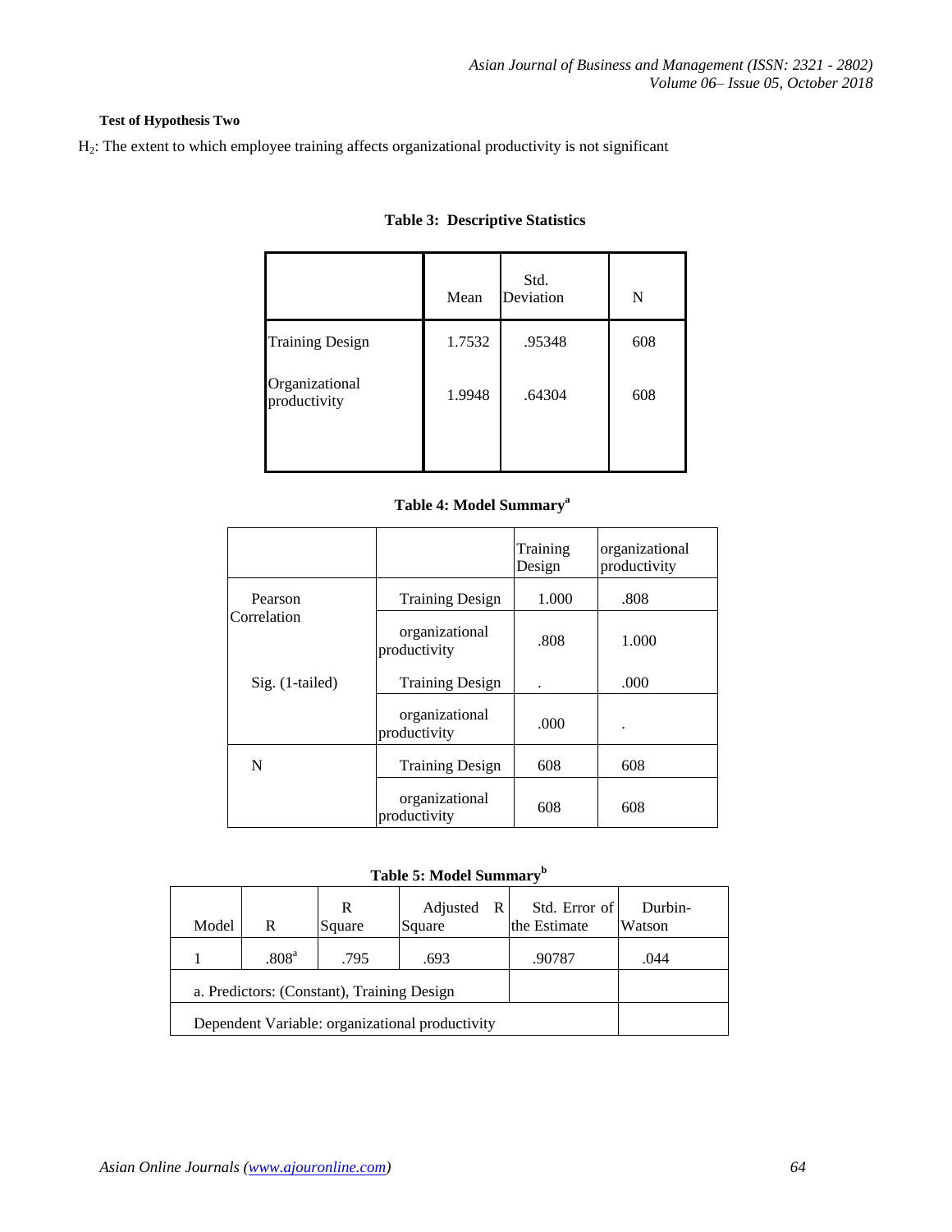**Test of Hypothesis Two**

$H_2$: The extent to which employee training affects organizational productivity is not significant

**Table 3: Descriptive Statistics**

| | Mean | Std. Deviation | N |
|---|---|---|---|
| Training Design | 1.7532 | .95348 | 608 |
| Organizational productivity | 1.9948 | .64304 | 608 |

**Table 4: Model Summary[a]**

| | | Training Design | organizational productivity |
|---|---|---|---|
| Pearson Correlation | Training Design | 1.000 | .808 |
| | organizational productivity | .808 | 1.000 |
| Sig. (1-tailed) | Training Design | . | .000 |
| | organizational productivity | .000 | . |
| N | Training Design | 608 | 608 |
| | organizational productivity | 608 | 608 |

**Table 5: Model Summary[b]**

| Model | R | R Square | Adjusted R Square | Std. Error of the Estimate | Durbin-Watson |
|---|---|---|---|---|---|
| 1 | .808[a] | .795 | .693 | .90787 | .044 |
| a. Predictors: (Constant), Training Design | | | | | |
| Dependent Variable: organizational productivity | | | | | |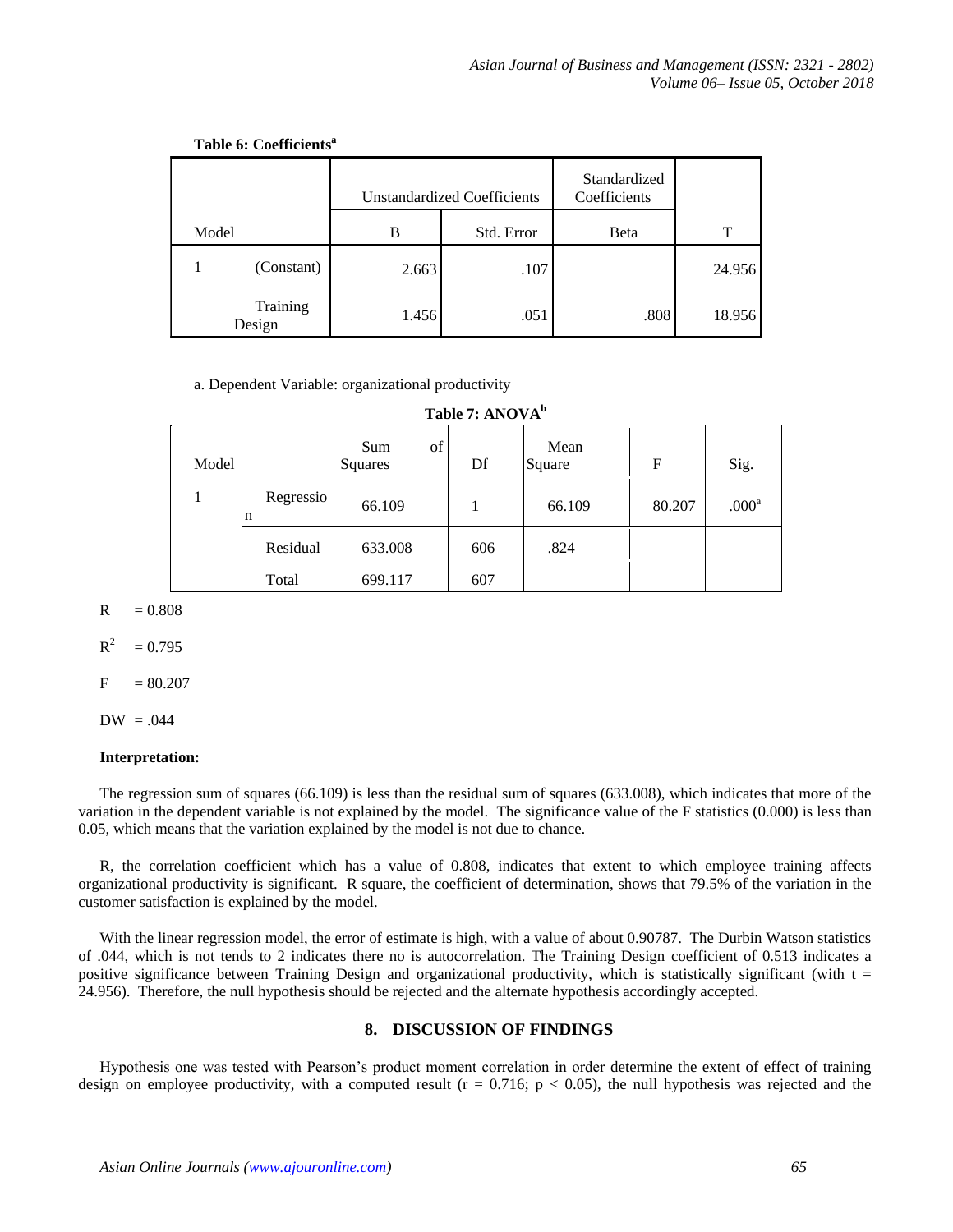**Table 6: Coefficients[a]**

| Model | | Unstandardized Coefficients | | Standardized Coefficients | |
|---|---|---|---|---|---|
| | | B | Std. Error | Beta | T |
| 1 | (Constant) | 2.663 | .107 | | 24.956 |
| | Training Design | 1.456 | .051 | .808 | 18.956 |

a. Dependent Variable: organizational productivity

**Table 7: ANOVA[b]**

| Model | | Sum of Squares | Df | Mean Square | F | Sig. |
|---|---|---|---|---|---|---|
| 1 | Regression | 66.109 | 1 | 66.109 | 80.207 | .000[a] |
| | Residual | 633.008 | 606 | .824 | | |
| | Total | 699.117 | 607 | | | |

R = 0.808

$R^2$ = 0.795

F = 80.207

DW = .044

**Interpretation:**

The regression sum of squares (66.109) is less than the residual sum of squares (633.008), which indicates that more of the variation in the dependent variable is not explained by the model. The significance value of the F statistics (0.000) is less than 0.05, which means that the variation explained by the model is not due to chance.

R, the correlation coefficient which has a value of 0.808, indicates that extent to which employee training affects organizational productivity is significant. R square, the coefficient of determination, shows that 79.5% of the variation in the customer satisfaction is explained by the model.

With the linear regression model, the error of estimate is high, with a value of about 0.90787. The Durbin Watson statistics of .044, which is not tends to 2 indicates there no is autocorrelation. The Training Design coefficient of 0.513 indicates a positive significance between Training Design and organizational productivity, which is statistically significant (with t = 24.956). Therefore, the null hypothesis should be rejected and the alternate hypothesis accordingly accepted.

## 8. DISCUSSION OF FINDINGS

Hypothesis one was tested with Pearson's product moment correlation in order determine the extent of effect of training design on employee productivity, with a computed result ($r = 0.716$; $p < 0.05$), the null hypothesis was rejected and the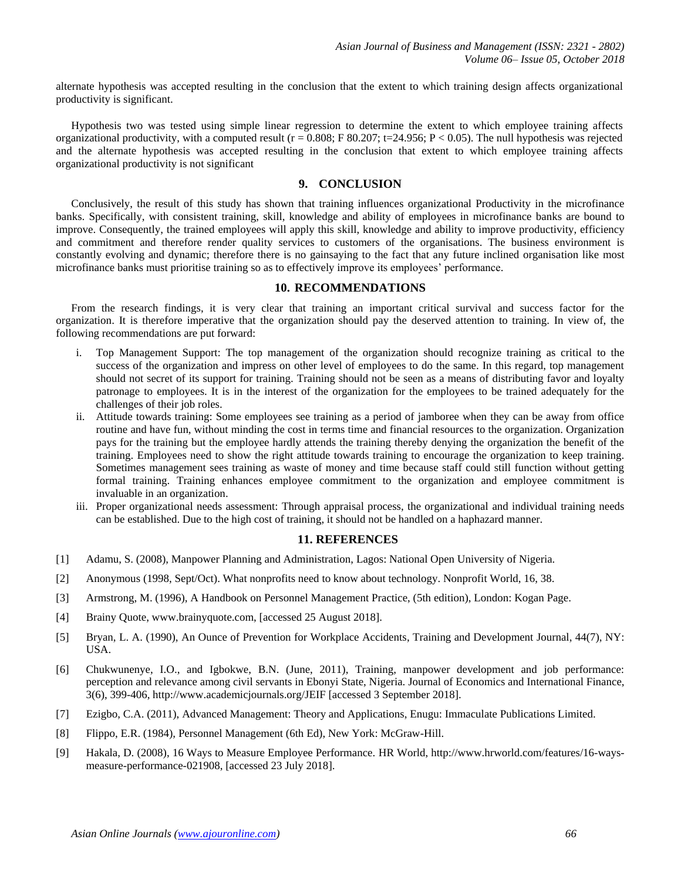alternate hypothesis was accepted resulting in the conclusion that the extent to which training design affects organizational productivity is significant.

Hypothesis two was tested using simple linear regression to determine the extent to which employee training affects organizational productivity, with a computed result ($r = 0.808$; F 80.207; $t=24.956$; $P < 0.05$). The null hypothesis was rejected and the alternate hypothesis was accepted resulting in the conclusion that extent to which employee training affects organizational productivity is not significant

## 9. CONCLUSION

Conclusively, the result of this study has shown that training influences organizational Productivity in the microfinance banks. Specifically, with consistent training, skill, knowledge and ability of employees in microfinance banks are bound to improve. Consequently, the trained employees will apply this skill, knowledge and ability to improve productivity, efficiency and commitment and therefore render quality services to customers of the organisations. The business environment is constantly evolving and dynamic; therefore there is no gainsaying to the fact that any future inclined organisation like most microfinance banks must prioritise training so as to effectively improve its employees' performance.

## 10. RECOMMENDATIONS

From the research findings, it is very clear that training an important critical survival and success factor for the organization. It is therefore imperative that the organization should pay the deserved attention to training. In view of, the following recommendations are put forward:

i. Top Management Support: The top management of the organization should recognize training as critical to the success of the organization and impress on other level of employees to do the same. In this regard, top management should not secret of its support for training. Training should not be seen as a means of distributing favor and loyalty patronage to employees. It is in the interest of the organization for the employees to be trained adequately for the challenges of their job roles.

ii. Attitude towards training: Some employees see training as a period of jamboree when they can be away from office routine and have fun, without minding the cost in terms time and financial resources to the organization. Organization pays for the training but the employee hardly attends the training thereby denying the organization the benefit of the training. Employees need to show the right attitude towards training to encourage the organization to keep training. Sometimes management sees training as waste of money and time because staff could still function without getting formal training. Training enhances employee commitment to the organization and employee commitment is invaluable in an organization.

iii. Proper organizational needs assessment: Through appraisal process, the organizational and individual training needs can be established. Due to the high cost of training, it should not be handled on a haphazard manner.

## 11. REFERENCES

[1] Adamu, S. (2008), Manpower Planning and Administration, Lagos: National Open University of Nigeria.

[2] Anonymous (1998, Sept/Oct). What nonprofits need to know about technology. Nonprofit World, 16, 38.

[3] Armstrong, M. (1996), A Handbook on Personnel Management Practice, (5th edition), London: Kogan Page.

[4] Brainy Quote, www.brainyquote.com, [accessed 25 August 2018].

[5] Bryan, L. A. (1990), An Ounce of Prevention for Workplace Accidents, Training and Development Journal, 44(7), NY: USA.

[6] Chukwunenye, I.O., and Igbokwe, B.N. (June, 2011), Training, manpower development and job performance: perception and relevance among civil servants in Ebonyi State, Nigeria. Journal of Economics and International Finance, 3(6), 399-406, http://www.academicjournals.org/JEIF [accessed 3 September 2018].

[7] Ezigbo, C.A. (2011), Advanced Management: Theory and Applications, Enugu: Immaculate Publications Limited.

[8] Flippo, E.R. (1984), Personnel Management (6th Ed), New York: McGraw-Hill.

[9] Hakala, D. (2008), 16 Ways to Measure Employee Performance. HR World, http://www.hrworld.com/features/16-ways-measure-performance-021908, [accessed 23 July 2018].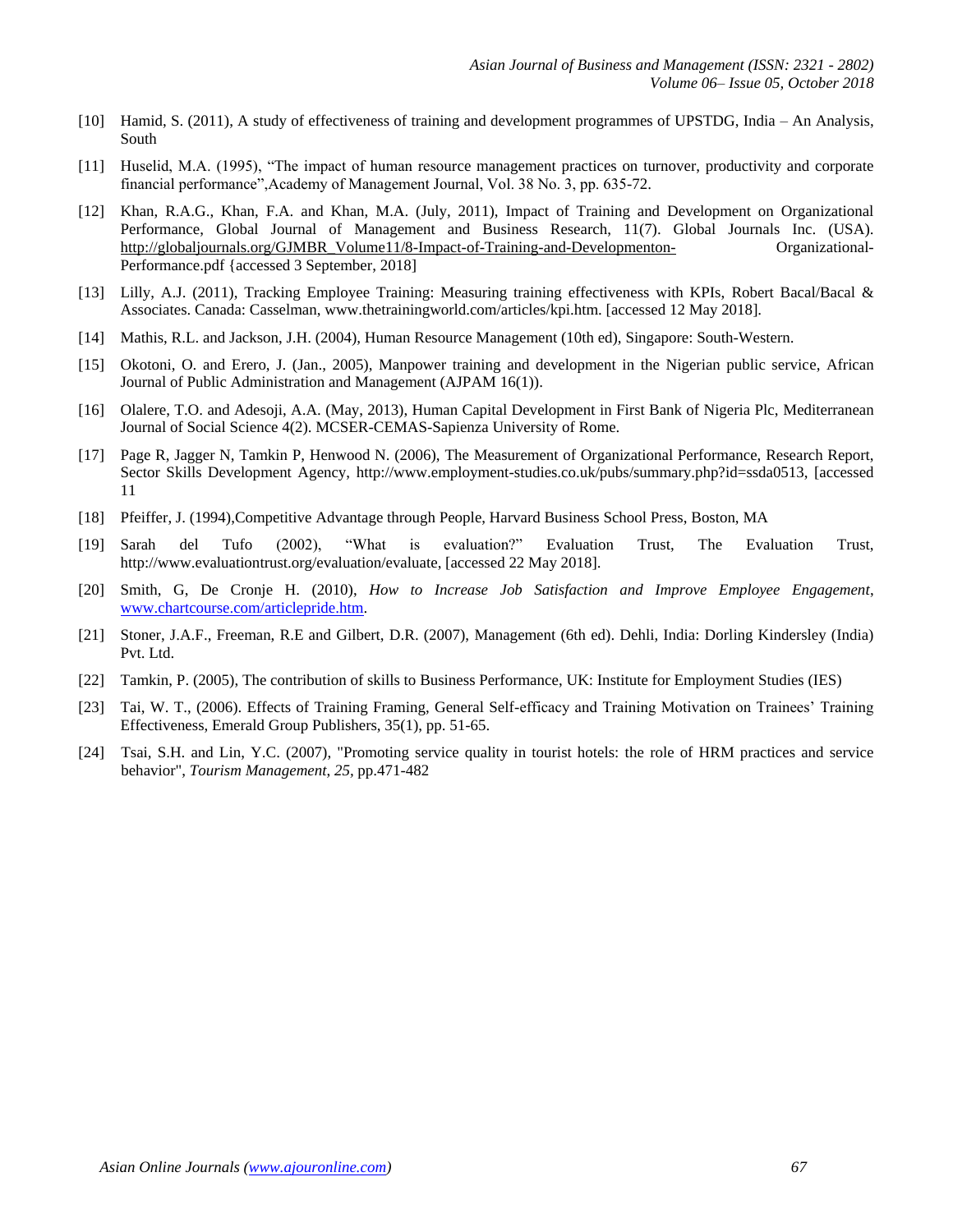[10] Hamid, S. (2011), A study of effectiveness of training and development programmes of UPSTDG, India – An Analysis, South

[11] Huselid, M.A. (1995), "The impact of human resource management practices on turnover, productivity and corporate financial performance",Academy of Management Journal, Vol. 38 No. 3, pp. 635-72.

[12] Khan, R.A.G., Khan, F.A. and Khan, M.A. (July, 2011), Impact of Training and Development on Organizational Performance, Global Journal of Management and Business Research, 11(7). Global Journals Inc. (USA). http://globaljournals.org/GJMBR_Volume11/8-Impact-of-Training-and-Developmenton- Organizational-Performance.pdf {accessed 3 September, 2018]

[13] Lilly, A.J. (2011), Tracking Employee Training: Measuring training effectiveness with KPIs, Robert Bacal/Bacal & Associates. Canada: Casselman, www.thetrainingworld.com/articles/kpi.htm. [accessed 12 May 2018].

[14] Mathis, R.L. and Jackson, J.H. (2004), Human Resource Management (10th ed), Singapore: South-Western.

[15] Okotoni, O. and Erero, J. (Jan., 2005), Manpower training and development in the Nigerian public service, African Journal of Public Administration and Management (AJPAM 16(1)).

[16] Olalere, T.O. and Adesoji, A.A. (May, 2013), Human Capital Development in First Bank of Nigeria Plc, Mediterranean Journal of Social Science 4(2). MCSER-CEMAS-Sapienza University of Rome.

[17] Page R, Jagger N, Tamkin P, Henwood N. (2006), The Measurement of Organizational Performance, Research Report, Sector Skills Development Agency, http://www.employment-studies.co.uk/pubs/summary.php?id=ssda0513, [accessed 11

[18] Pfeiffer, J. (1994),Competitive Advantage through People, Harvard Business School Press, Boston, MA

[19] Sarah del Tufo (2002), "What is evaluation?" Evaluation Trust, The Evaluation Trust, http://www.evaluationtrust.org/evaluation/evaluate, [accessed 22 May 2018].

[20] Smith, G, De Cronje H. (2010), *How to Increase Job Satisfaction and Improve Employee Engagement*, www.chartcourse.com/articlepride.htm.

[21] Stoner, J.A.F., Freeman, R.E and Gilbert, D.R. (2007), Management (6th ed). Dehli, India: Dorling Kindersley (India) Pvt. Ltd.

[22] Tamkin, P. (2005), The contribution of skills to Business Performance, UK: Institute for Employment Studies (IES)

[23] Tai, W. T., (2006). Effects of Training Framing, General Self-efficacy and Training Motivation on Trainees' Training Effectiveness, Emerald Group Publishers, 35(1), pp. 51-65.

[24] Tsai, S.H. and Lin, Y.C. (2007), "Promoting service quality in tourist hotels: the role of HRM practices and service behavior", *Tourism Management*, *25*, pp.471-482